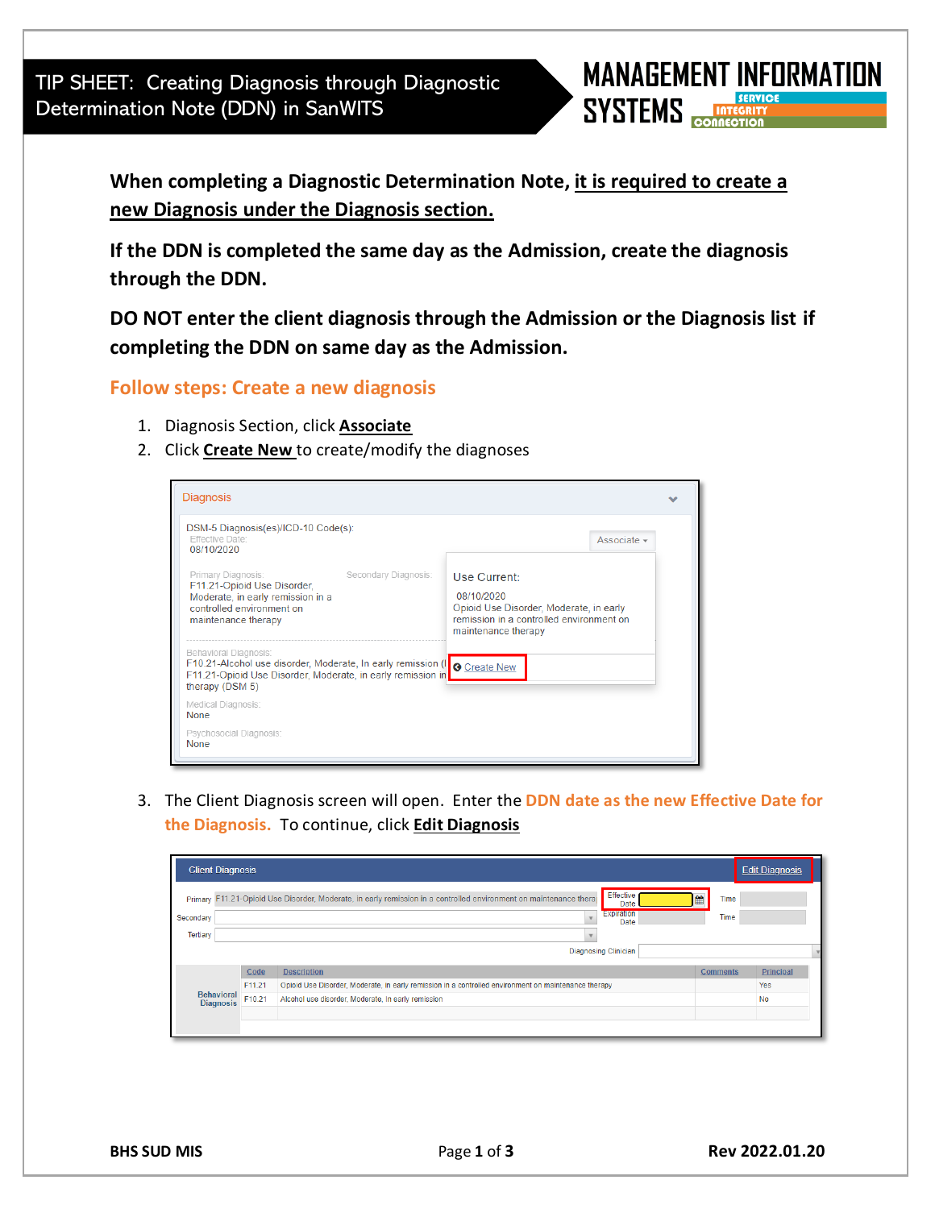# TIP SHEET: Creating Diagnosis through Diagnostic Determination Note (DDN) in SanWITS

MANAGEMENT INFORMATION SYSTEMS — SERVICE INTEGRITY CONNECTION

**When completing a Diagnostic Determination Note, it is required to create a new Diagnosis under the Diagnosis section.**

**If the DDN is completed the same day as the Admission, create the diagnosis through the DDN.**

**DO NOT enter the client diagnosis through the Admission or the Diagnosis list if completing the DDN on same day as the Admission.**

## Follow steps: Create a new diagnosis

1. Diagnosis Section, click **Associate**
2. Click **Create New** to create/modify the diagnoses

3. The Client Diagnosis screen will open. Enter the **DDN date as the new Effective Date for the Diagnosis.** To continue, click **Edit Diagnosis**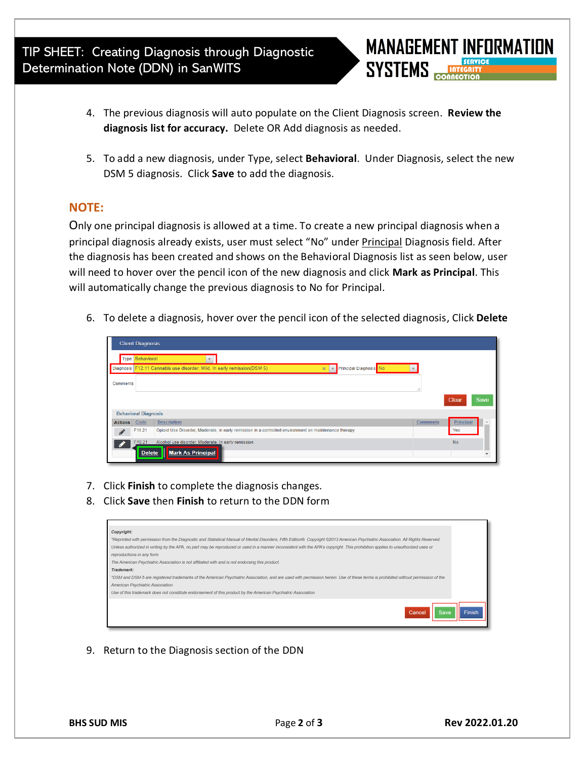4. The previous diagnosis will auto populate on the Client Diagnosis screen. **Review the diagnosis list for accuracy.** Delete OR Add diagnosis as needed.

5. To add a new diagnosis, under Type, select **Behavioral**. Under Diagnosis, select the new DSM 5 diagnosis. Click **Save** to add the diagnosis.

## NOTE:

Only one principal diagnosis is allowed at a time. To create a new principal diagnosis when a principal diagnosis already exists, user must select "No" under Principal Diagnosis field. After the diagnosis has been created and shows on the Behavioral Diagnosis list as seen below, user will need to hover over the pencil icon of the new diagnosis and click **Mark as Principal**. This will automatically change the previous diagnosis to No for Principal.

6. To delete a diagnosis, hover over the pencil icon of the selected diagnosis, Click **Delete**

7. Click **Finish** to complete the diagnosis changes.
8. Click **Save** then **Finish** to return to the DDN form

9. Return to the Diagnosis section of the DDN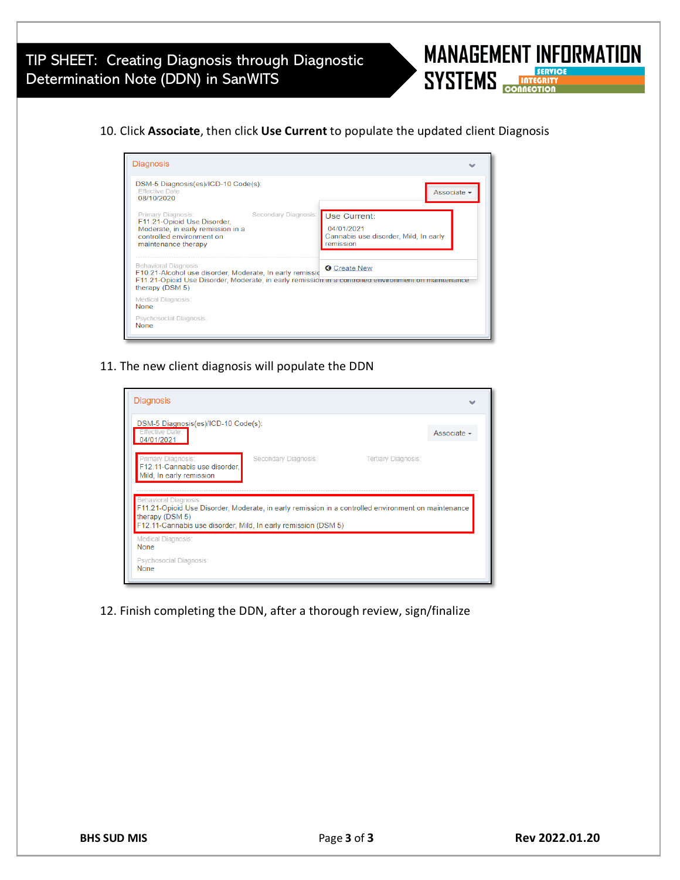10. Click **Associate**, then click **Use Current** to populate the updated client Diagnosis

Diagnosis

DSM-5 Diagnosis(es)/ICD-10 Code(s):
Effective Date
08/10/2020

Associate

Primary Diagnosis:
F11.21-Opioid Use Disorder, Moderate, in early remission in a controlled environment on maintenance therapy

Secondary Diagnosis:

Use Current:
04/01/2021
Cannabis use disorder, Mild, In early remission

Create New

Behavioral Diagnosis:
F10.21-Alcohol use disorder, Moderate, In early remissio
F11.21-Opioid Use Disorder, Moderate, in early remission in a controlled environment on maintenance therapy (DSM 5)

Medical Diagnosis:
None

Psychosocial Diagnosis:
None

11. The new client diagnosis will populate the DDN

Diagnosis

DSM-5 Diagnosis(es)/ICD-10 Code(s):
Effective Date
04/01/2021

Associate

Primary Diagnosis:
F12.11-Cannabis use disorder, Mild, In early remission

Secondary Diagnosis:

Tertiary Diagnosis:

Behavioral Diagnosis:
F11.21-Opioid Use Disorder, Moderate, in early remission in a controlled environment on maintenance therapy (DSM 5)
F12.11-Cannabis use disorder, Mild, In early remission (DSM 5)

Medical Diagnosis:
None

Psychosocial Diagnosis:
None

12. Finish completing the DDN, after a thorough review, sign/finalize